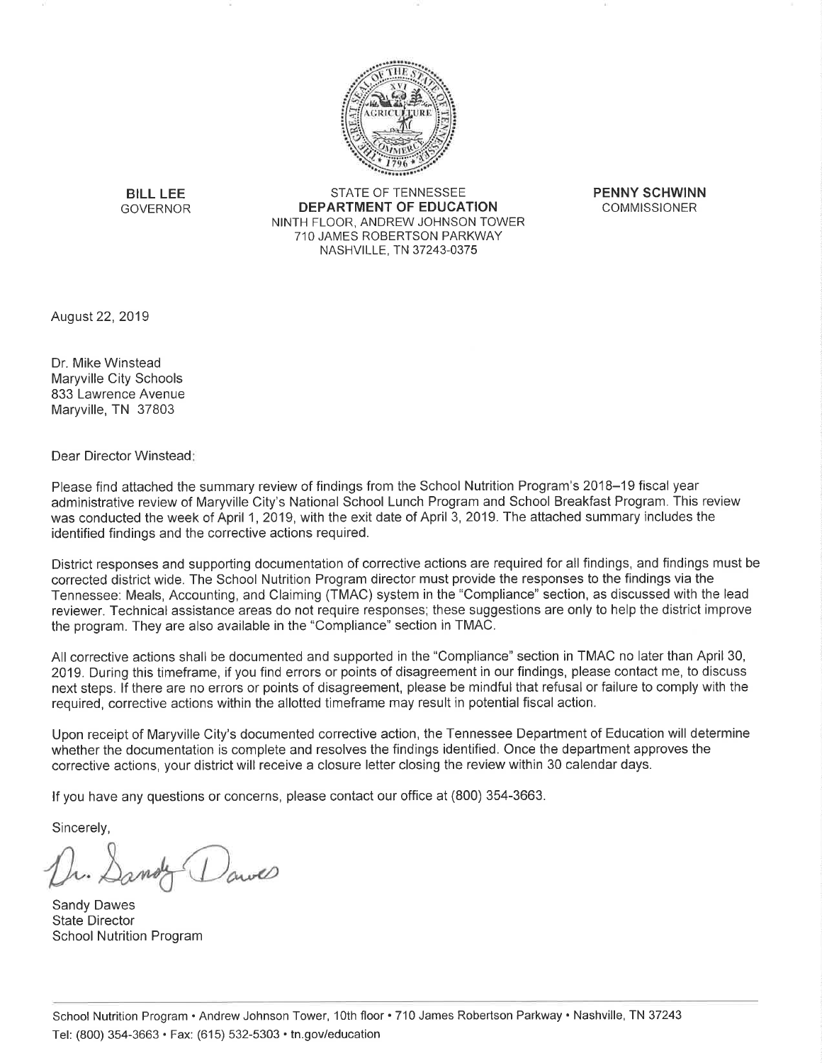**BILL LEE**
GOVERNOR

STATE OF TENNESSEE
**DEPARTMENT OF EDUCATION**
NINTH FLOOR, ANDREW JOHNSON TOWER
710 JAMES ROBERTSON PARKWAY
NASHVILLE, TN 37243-0375

**PENNY SCHWINN**
COMMISSIONER

August 22, 2019

Dr. Mike Winstead
Maryville City Schools
833 Lawrence Avenue
Maryville, TN 37803

Dear Director Winstead:

Please find attached the summary review of findings from the School Nutrition Program's 2018–19 fiscal year administrative review of Maryville City's National School Lunch Program and School Breakfast Program. This review was conducted the week of April 1, 2019, with the exit date of April 3, 2019. The attached summary includes the identified findings and the corrective actions required.

District responses and supporting documentation of corrective actions are required for all findings, and findings must be corrected district wide. The School Nutrition Program director must provide the responses to the findings via the Tennessee: Meals, Accounting, and Claiming (TMAC) system in the "Compliance" section, as discussed with the lead reviewer. Technical assistance areas do not require responses; these suggestions are only to help the district improve the program. They are also available in the "Compliance" section in TMAC.

All corrective actions shall be documented and supported in the "Compliance" section in TMAC no later than April 30, 2019. During this timeframe, if you find errors or points of disagreement in our findings, please contact me, to discuss next steps. If there are no errors or points of disagreement, please be mindful that refusal or failure to comply with the required, corrective actions within the allotted timeframe may result in potential fiscal action.

Upon receipt of Maryville City's documented corrective action, the Tennessee Department of Education will determine whether the documentation is complete and resolves the findings identified. Once the department approves the corrective actions, your district will receive a closure letter closing the review within 30 calendar days.

If you have any questions or concerns, please contact our office at (800) 354-3663.

Sincerely,

Dr. Sandy Dawes

Sandy Dawes
State Director
School Nutrition Program

School Nutrition Program • Andrew Johnson Tower, 10th floor • 710 James Robertson Parkway • Nashville, TN 37243
Tel: (800) 354-3663 • Fax: (615) 532-5303 • tn.gov/education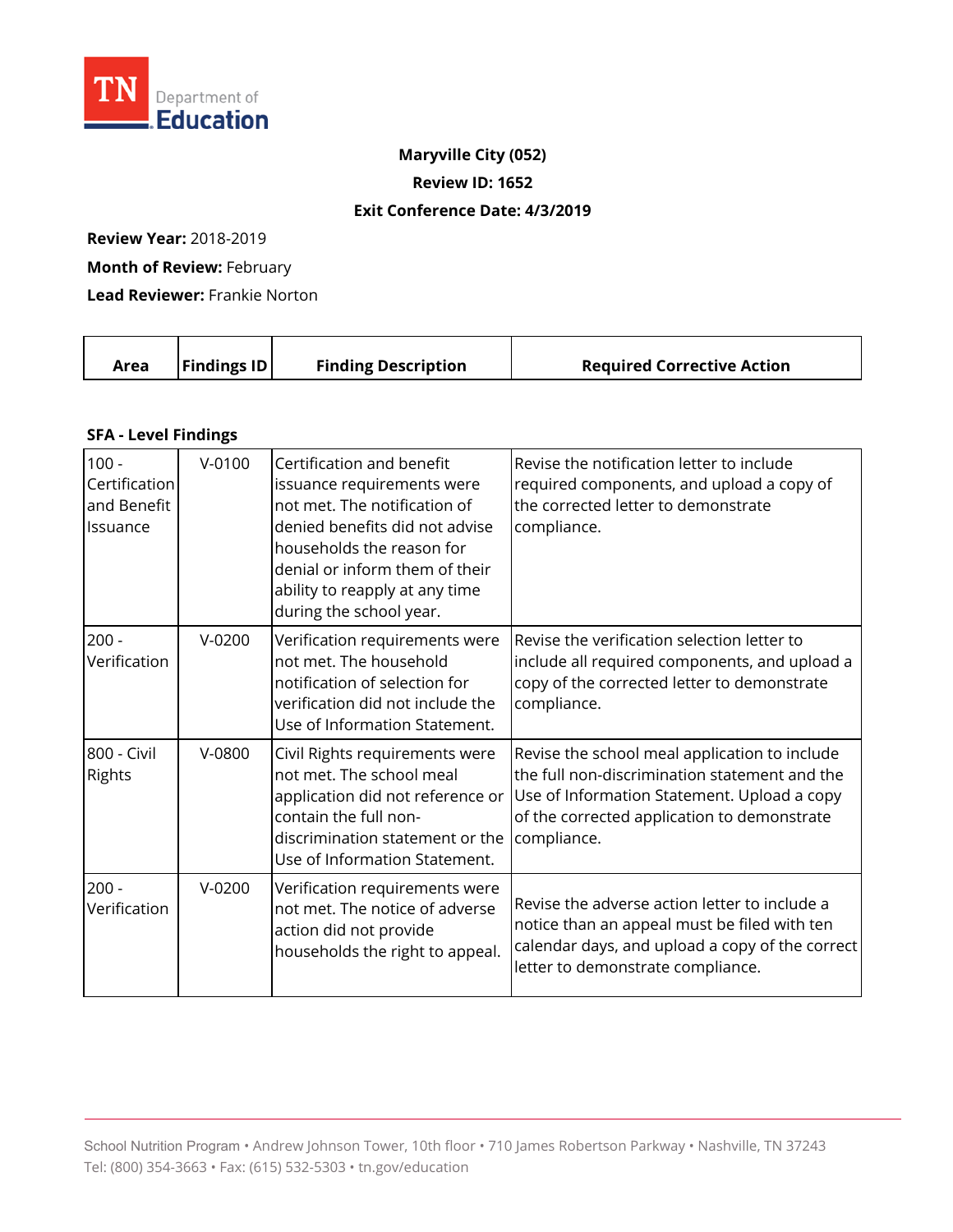**Maryville City (052)**

**Review ID: 1652**

**Exit Conference Date: 4/3/2019**

**Review Year:** 2018-2019

**Month of Review:** February

**Lead Reviewer:** Frankie Norton

| Area | Findings ID | Finding Description | Required Corrective Action |
|---|---|---|---|
| **SFA - Level Findings** | | | |
| 100 - Certification and Benefit Issuance | V-0100 | Certification and benefit issuance requirements were not met. The notification of denied benefits did not advise households the reason for denial or inform them of their ability to reapply at any time during the school year. | Revise the notification letter to include required components, and upload a copy of the corrected letter to demonstrate compliance. |
| 200 - Verification | V-0200 | Verification requirements were not met. The household notification of selection for verification did not include the Use of Information Statement. | Revise the verification selection letter to include all required components, and upload a copy of the corrected letter to demonstrate compliance. |
| 800 - Civil Rights | V-0800 | Civil Rights requirements were not met. The school meal application did not reference or contain the full non-discrimination statement or the Use of Information Statement. | Revise the school meal application to include the full non-discrimination statement and the Use of Information Statement. Upload a copy of the corrected application to demonstrate compliance. |
| 200 - Verification | V-0200 | Verification requirements were not met. The notice of adverse action did not provide households the right to appeal. | Revise the adverse action letter to include a notice than an appeal must be filed with ten calendar days, and upload a copy of the correct letter to demonstrate compliance. |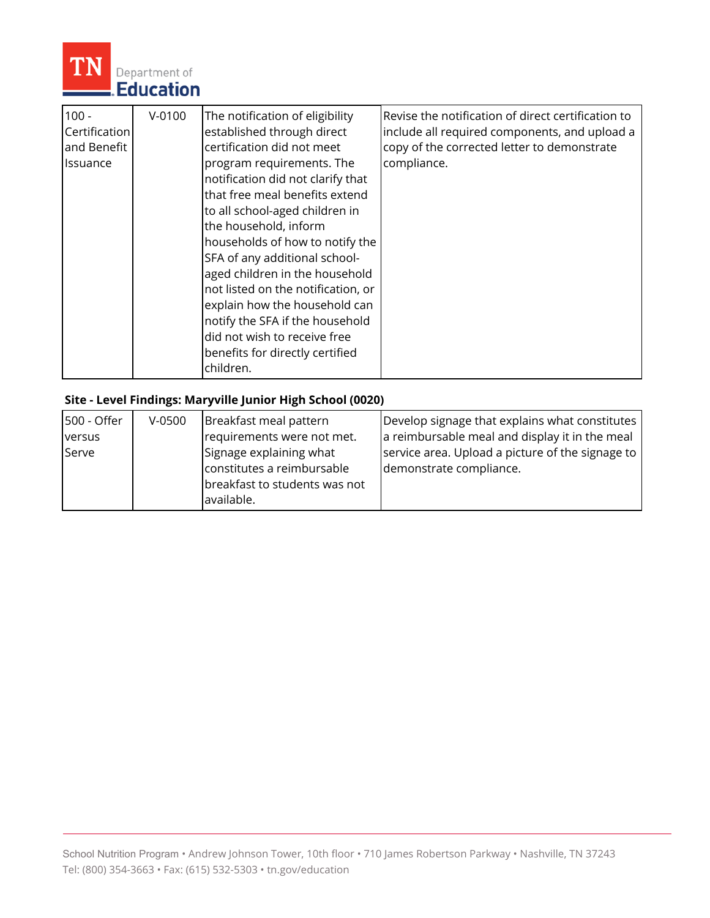| | | | |
|---|---|---|---|
| 100 - Certification and Benefit Issuance | V-0100 | The notification of eligibility established through direct certification did not meet program requirements. The notification did not clarify that that free meal benefits extend to all school-aged children in the household, inform households of how to notify the SFA of any additional school-aged children in the household not listed on the notification, or explain how the household can notify the SFA if the household did not wish to receive free benefits for directly certified children. | Revise the notification of direct certification to include all required components, and upload a copy of the corrected letter to demonstrate compliance. |

**Site - Level Findings: Maryville Junior High School (0020)**

| | | | |
|---|---|---|---|
| 500 - Offer versus Serve | V-0500 | Breakfast meal pattern requirements were not met. Signage explaining what constitutes a reimbursable breakfast to students was not available. | Develop signage that explains what constitutes a reimbursable meal and display it in the meal service area. Upload a picture of the signage to demonstrate compliance. |